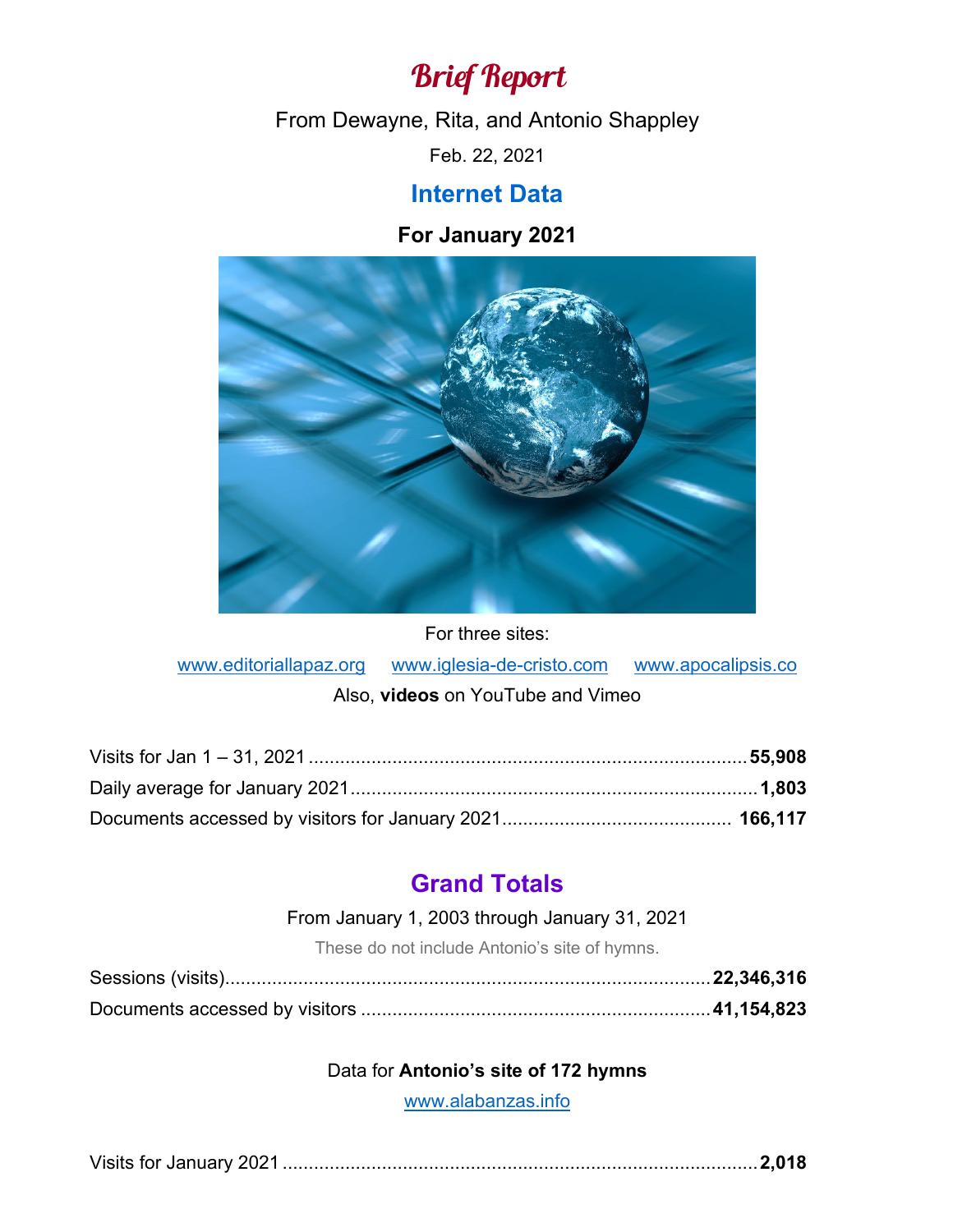# *Brief Report*

From Dewayne, Rita, and Antonio Shappley

Feb. 22, 2021

## Internet Data

**For January 2021**

For three sites:

www.editoriallapaz.org www.iglesia-de-cristo.com www.apocalipsis.co

Also, **videos** on YouTube and Vimeo

Visits for Jan 1 – 31, 2021 .......... **55,908**

Daily average for January 2021 .......... **1,803**

Documents accessed by visitors for January 2021 .......... **166,117**

## Grand Totals

From January 1, 2003 through January 31, 2021

These do not include Antonio's site of hymns.

Sessions (visits) .......... **22,346,316**

Documents accessed by visitors .......... **41,154,823**

Data for **Antonio's site of 172 hymns**

www.alabanzas.info

Visits for January 2021 .......... **2,018**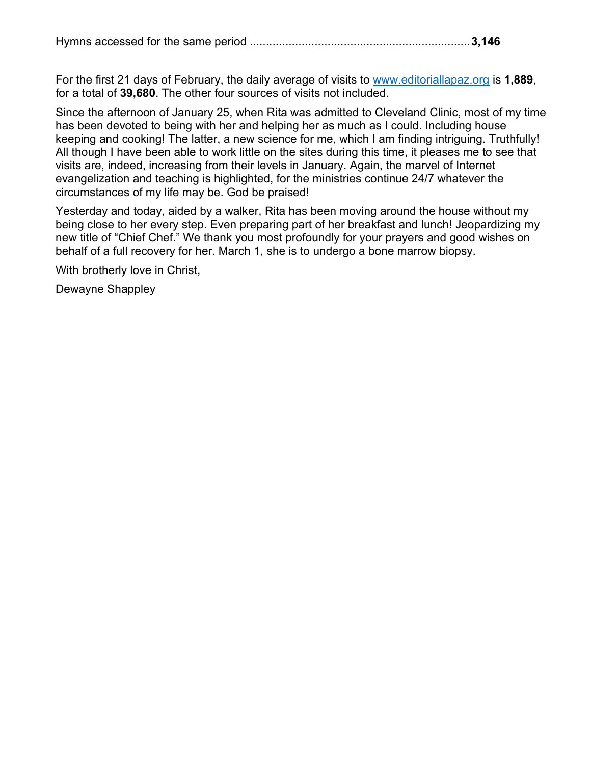Hymns accessed for the same period ...................................................................**3,146**

For the first 21 days of February, the daily average of visits to [www.editoriallapaz.org](http://www.editoriallapaz.org) is **1,889**, for a total of **39,680**. The other four sources of visits not included.

Since the afternoon of January 25, when Rita was admitted to Cleveland Clinic, most of my time has been devoted to being with her and helping her as much as I could. Including house keeping and cooking! The latter, a new science for me, which I am finding intriguing. Truthfully! All though I have been able to work little on the sites during this time, it pleases me to see that visits are, indeed, increasing from their levels in January. Again, the marvel of Internet evangelization and teaching is highlighted, for the ministries continue 24/7 whatever the circumstances of my life may be. God be praised!

Yesterday and today, aided by a walker, Rita has been moving around the house without my being close to her every step. Even preparing part of her breakfast and lunch! Jeopardizing my new title of "Chief Chef." We thank you most profoundly for your prayers and good wishes on behalf of a full recovery for her. March 1, she is to undergo a bone marrow biopsy.

With brotherly love in Christ,

Dewayne Shappley